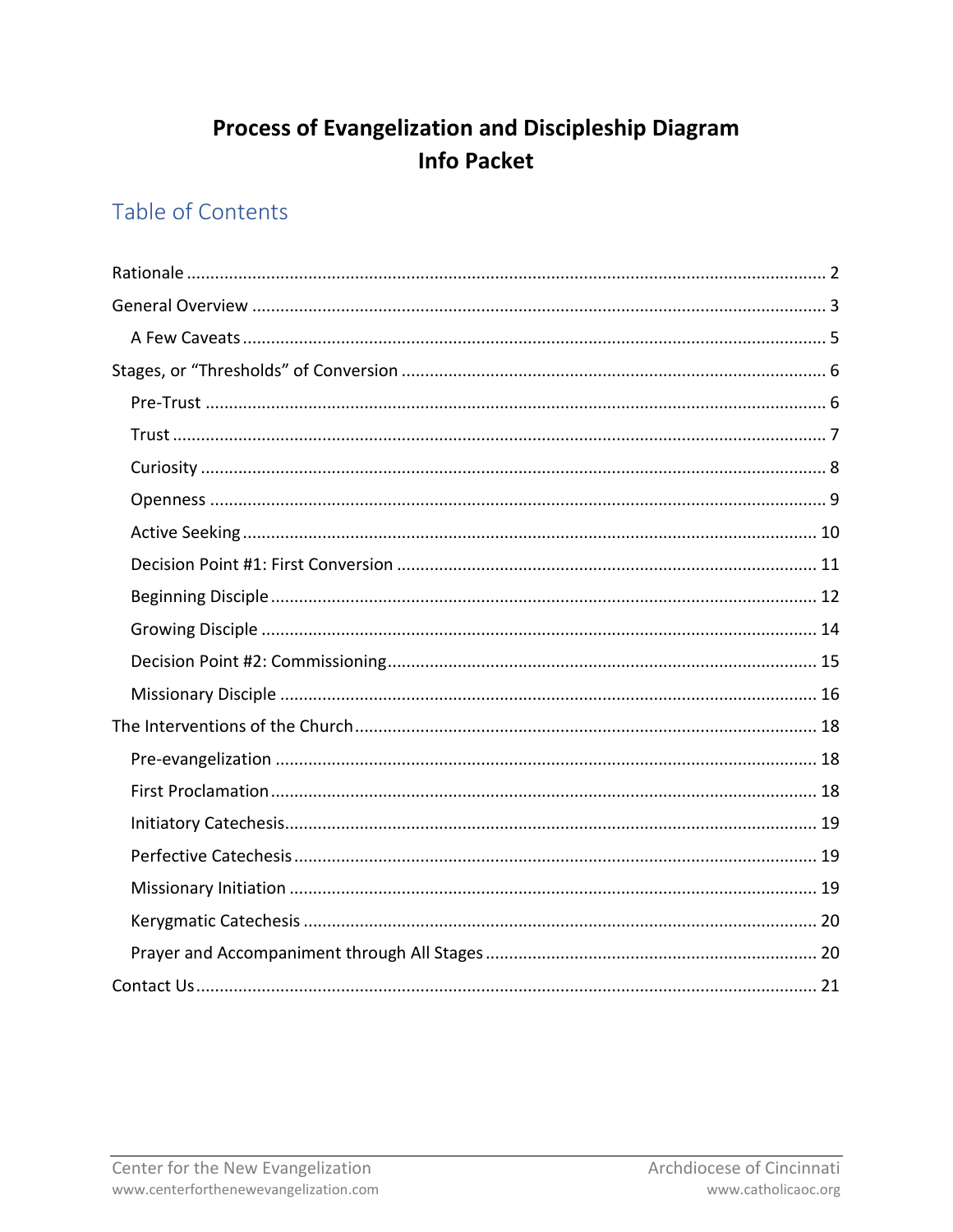# Process of Evangelization and Discipleship Diagram
# Info Packet

## Table of Contents

- Rationale ........ 2
- General Overview ........ 3
  - A Few Caveats ........ 5
- Stages, or “Thresholds” of Conversion ........ 6
  - Pre-Trust ........ 6
  - Trust ........ 7
  - Curiosity ........ 8
  - Openness ........ 9
  - Active Seeking ........ 10
  - Decision Point #1: First Conversion ........ 11
  - Beginning Disciple ........ 12
  - Growing Disciple ........ 14
  - Decision Point #2: Commissioning ........ 15
  - Missionary Disciple ........ 16
- The Interventions of the Church ........ 18
  - Pre-evangelization ........ 18
  - First Proclamation ........ 18
  - Initiatory Catechesis ........ 19
  - Perfective Catechesis ........ 19
  - Missionary Initiation ........ 19
  - Kerygmatic Catechesis ........ 20
  - Prayer and Accompaniment through All Stages ........ 20
- Contact Us ........ 21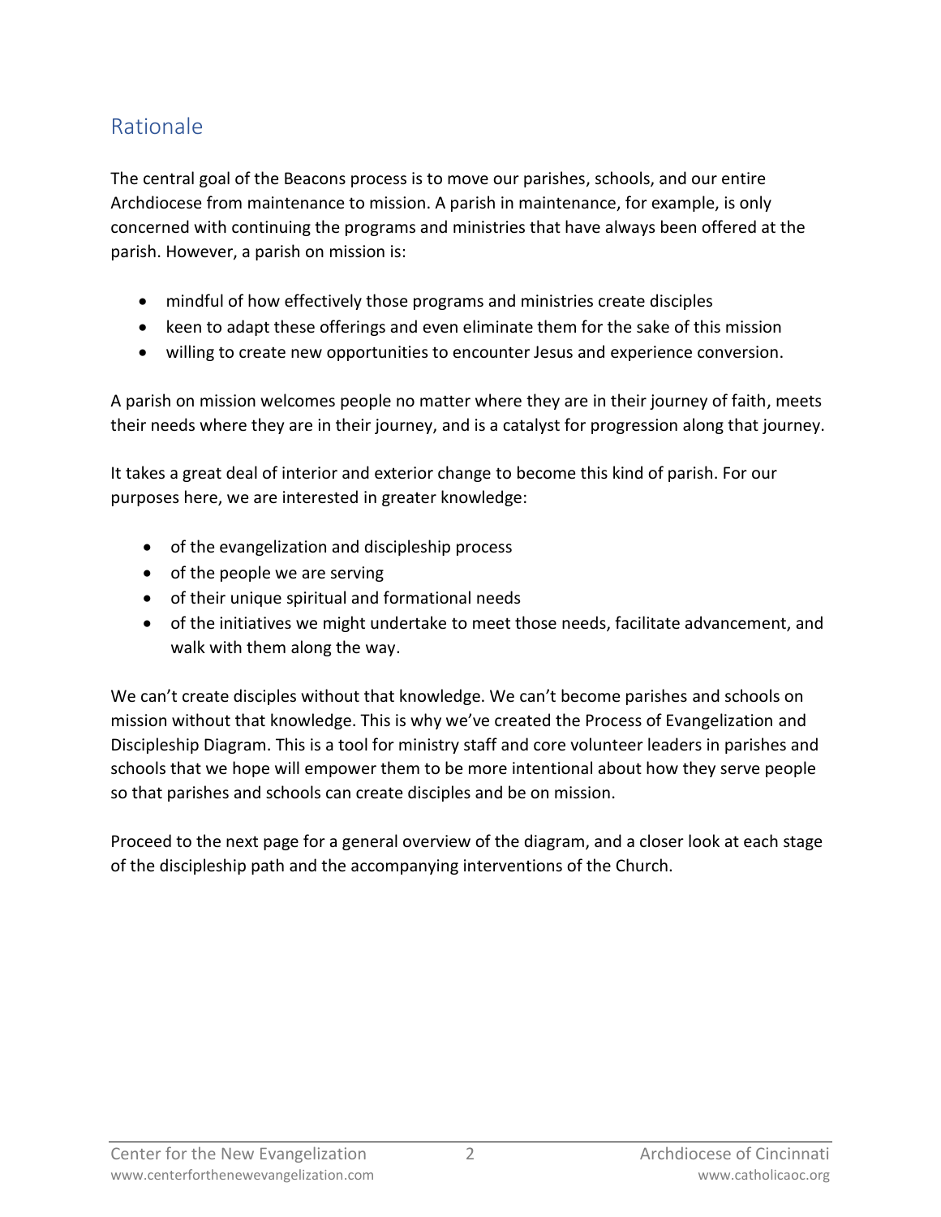## Rationale

The central goal of the Beacons process is to move our parishes, schools, and our entire Archdiocese from maintenance to mission. A parish in maintenance, for example, is only concerned with continuing the programs and ministries that have always been offered at the parish. However, a parish on mission is:

- mindful of how effectively those programs and ministries create disciples
- keen to adapt these offerings and even eliminate them for the sake of this mission
- willing to create new opportunities to encounter Jesus and experience conversion.

A parish on mission welcomes people no matter where they are in their journey of faith, meets their needs where they are in their journey, and is a catalyst for progression along that journey.

It takes a great deal of interior and exterior change to become this kind of parish. For our purposes here, we are interested in greater knowledge:

- of the evangelization and discipleship process
- of the people we are serving
- of their unique spiritual and formational needs
- of the initiatives we might undertake to meet those needs, facilitate advancement, and walk with them along the way.

We can't create disciples without that knowledge. We can't become parishes and schools on mission without that knowledge. This is why we've created the Process of Evangelization and Discipleship Diagram. This is a tool for ministry staff and core volunteer leaders in parishes and schools that we hope will empower them to be more intentional about how they serve people so that parishes and schools can create disciples and be on mission.

Proceed to the next page for a general overview of the diagram, and a closer look at each stage of the discipleship path and the accompanying interventions of the Church.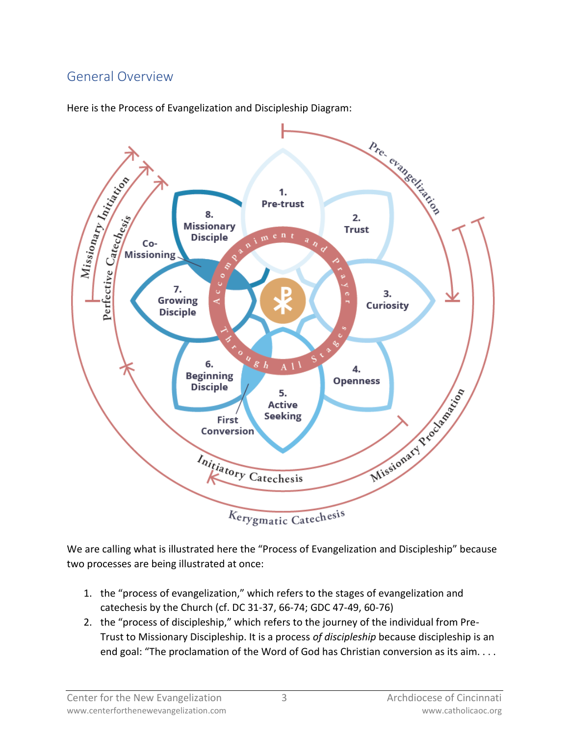## General Overview

Here is the Process of Evangelization and Discipleship Diagram:

We are calling what is illustrated here the "Process of Evangelization and Discipleship" because two processes are being illustrated at once:

1. the "process of evangelization," which refers to the stages of evangelization and catechesis by the Church (cf. DC 31-37, 66-74; GDC 47-49, 60-76)
2. the "process of discipleship," which refers to the journey of the individual from Pre-Trust to Missionary Discipleship. It is a process *of discipleship* because discipleship is an end goal: "The proclamation of the Word of God has Christian conversion as its aim. . . .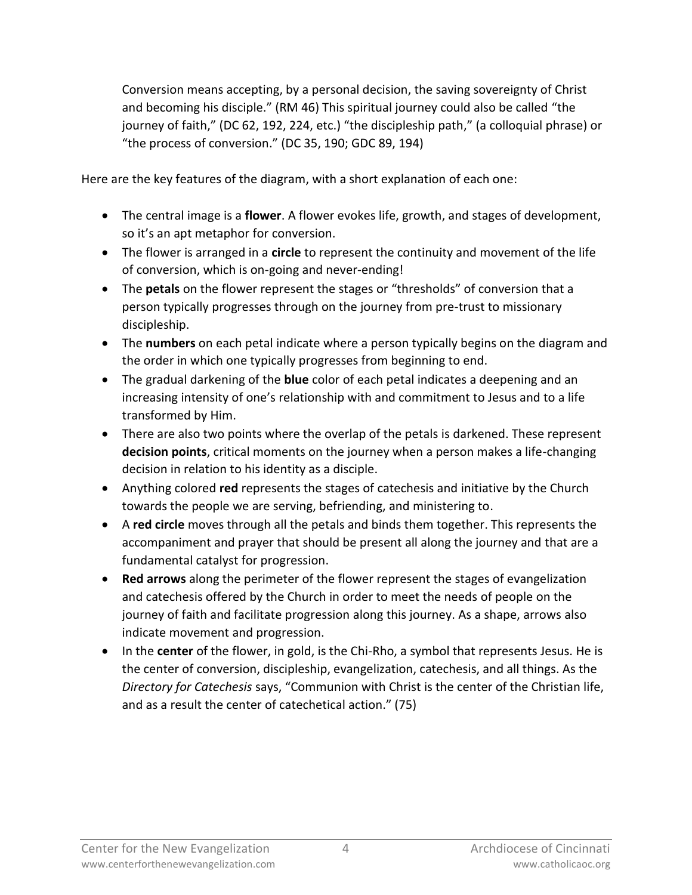Conversion means accepting, by a personal decision, the saving sovereignty of Christ and becoming his disciple." (RM 46) This spiritual journey could also be called "the journey of faith," (DC 62, 192, 224, etc.) "the discipleship path," (a colloquial phrase) or "the process of conversion." (DC 35, 190; GDC 89, 194)

Here are the key features of the diagram, with a short explanation of each one:

- The central image is a **flower**. A flower evokes life, growth, and stages of development, so it's an apt metaphor for conversion.
- The flower is arranged in a **circle** to represent the continuity and movement of the life of conversion, which is on-going and never-ending!
- The **petals** on the flower represent the stages or "thresholds" of conversion that a person typically progresses through on the journey from pre-trust to missionary discipleship.
- The **numbers** on each petal indicate where a person typically begins on the diagram and the order in which one typically progresses from beginning to end.
- The gradual darkening of the **blue** color of each petal indicates a deepening and an increasing intensity of one's relationship with and commitment to Jesus and to a life transformed by Him.
- There are also two points where the overlap of the petals is darkened. These represent **decision points**, critical moments on the journey when a person makes a life-changing decision in relation to his identity as a disciple.
- Anything colored **red** represents the stages of catechesis and initiative by the Church towards the people we are serving, befriending, and ministering to.
- A **red circle** moves through all the petals and binds them together. This represents the accompaniment and prayer that should be present all along the journey and that are a fundamental catalyst for progression.
- **Red arrows** along the perimeter of the flower represent the stages of evangelization and catechesis offered by the Church in order to meet the needs of people on the journey of faith and facilitate progression along this journey. As a shape, arrows also indicate movement and progression.
- In the **center** of the flower, in gold, is the Chi-Rho, a symbol that represents Jesus. He is the center of conversion, discipleship, evangelization, catechesis, and all things. As the *Directory for Catechesis* says, "Communion with Christ is the center of the Christian life, and as a result the center of catechetical action." (75)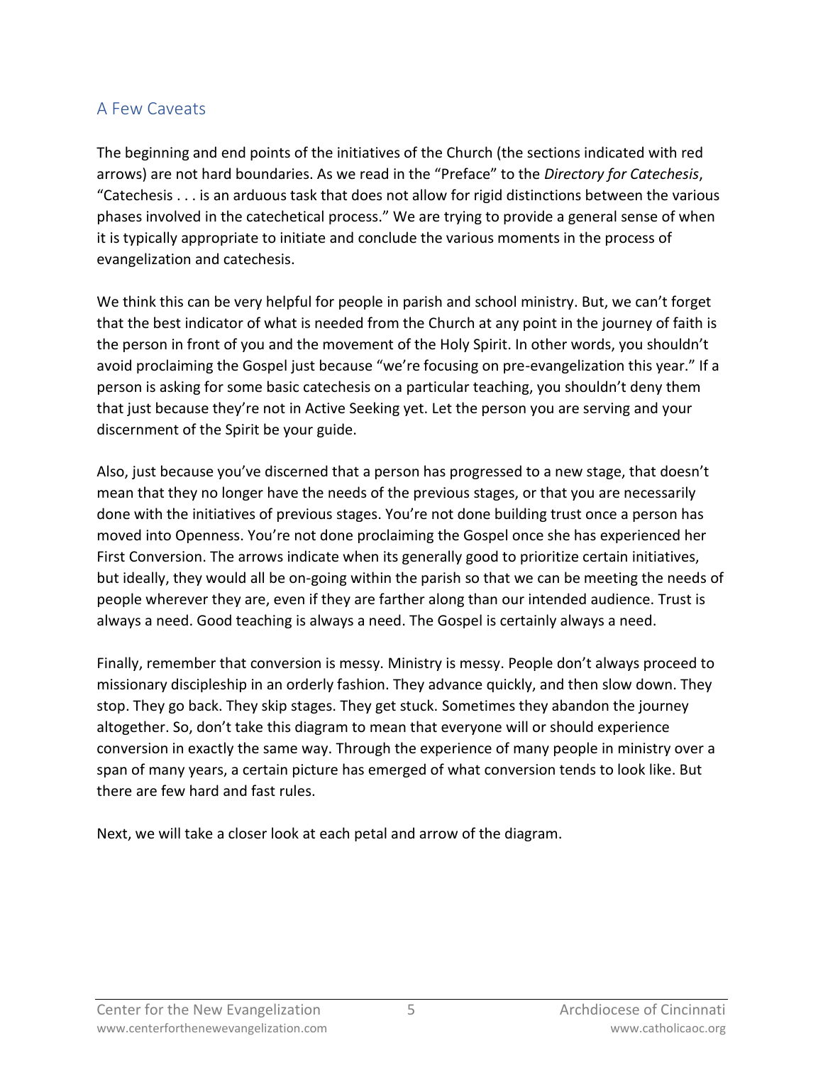## A Few Caveats

The beginning and end points of the initiatives of the Church (the sections indicated with red arrows) are not hard boundaries. As we read in the "Preface" to the *Directory for Catechesis*, "Catechesis . . . is an arduous task that does not allow for rigid distinctions between the various phases involved in the catechetical process." We are trying to provide a general sense of when it is typically appropriate to initiate and conclude the various moments in the process of evangelization and catechesis.

We think this can be very helpful for people in parish and school ministry. But, we can't forget that the best indicator of what is needed from the Church at any point in the journey of faith is the person in front of you and the movement of the Holy Spirit. In other words, you shouldn't avoid proclaiming the Gospel just because "we're focusing on pre-evangelization this year." If a person is asking for some basic catechesis on a particular teaching, you shouldn't deny them that just because they're not in Active Seeking yet. Let the person you are serving and your discernment of the Spirit be your guide.

Also, just because you've discerned that a person has progressed to a new stage, that doesn't mean that they no longer have the needs of the previous stages, or that you are necessarily done with the initiatives of previous stages. You're not done building trust once a person has moved into Openness. You're not done proclaiming the Gospel once she has experienced her First Conversion. The arrows indicate when its generally good to prioritize certain initiatives, but ideally, they would all be on-going within the parish so that we can be meeting the needs of people wherever they are, even if they are farther along than our intended audience. Trust is always a need. Good teaching is always a need. The Gospel is certainly always a need.

Finally, remember that conversion is messy. Ministry is messy. People don't always proceed to missionary discipleship in an orderly fashion. They advance quickly, and then slow down. They stop. They go back. They skip stages. They get stuck. Sometimes they abandon the journey altogether. So, don't take this diagram to mean that everyone will or should experience conversion in exactly the same way. Through the experience of many people in ministry over a span of many years, a certain picture has emerged of what conversion tends to look like. But there are few hard and fast rules.

Next, we will take a closer look at each petal and arrow of the diagram.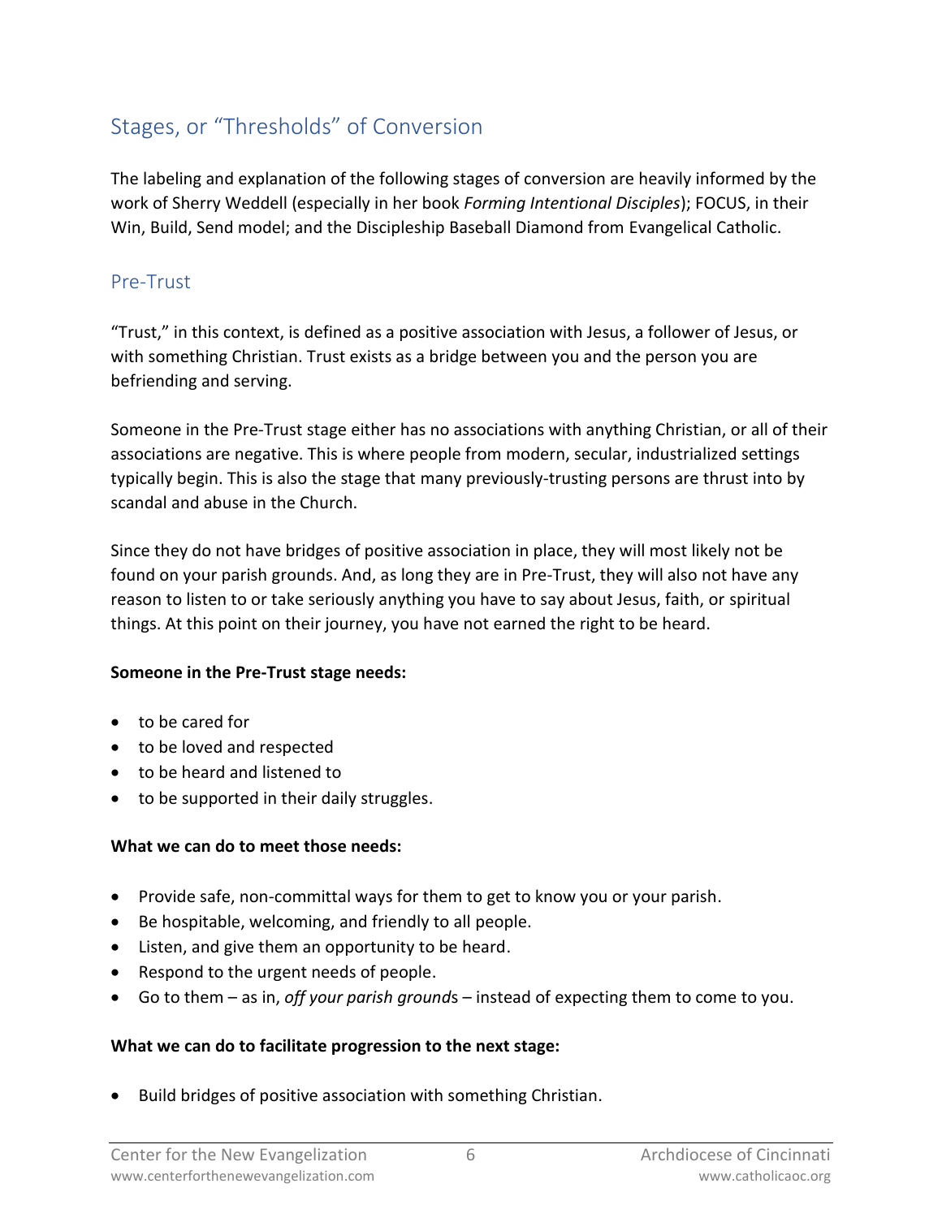## Stages, or “Thresholds” of Conversion

The labeling and explanation of the following stages of conversion are heavily informed by the work of Sherry Weddell (especially in her book *Forming Intentional Disciples*); FOCUS, in their Win, Build, Send model; and the Discipleship Baseball Diamond from Evangelical Catholic.

### Pre-Trust

“Trust,” in this context, is defined as a positive association with Jesus, a follower of Jesus, or with something Christian. Trust exists as a bridge between you and the person you are befriending and serving.

Someone in the Pre-Trust stage either has no associations with anything Christian, or all of their associations are negative. This is where people from modern, secular, industrialized settings typically begin. This is also the stage that many previously-trusting persons are thrust into by scandal and abuse in the Church.

Since they do not have bridges of positive association in place, they will most likely not be found on your parish grounds. And, as long they are in Pre-Trust, they will also not have any reason to listen to or take seriously anything you have to say about Jesus, faith, or spiritual things. At this point on their journey, you have not earned the right to be heard.

**Someone in the Pre-Trust stage needs:**

- to be cared for
- to be loved and respected
- to be heard and listened to
- to be supported in their daily struggles.

**What we can do to meet those needs:**

- Provide safe, non-committal ways for them to get to know you or your parish.
- Be hospitable, welcoming, and friendly to all people.
- Listen, and give them an opportunity to be heard.
- Respond to the urgent needs of people.
- Go to them – as in, *off your parish ground*s – instead of expecting them to come to you.

**What we can do to facilitate progression to the next stage:**

- Build bridges of positive association with something Christian.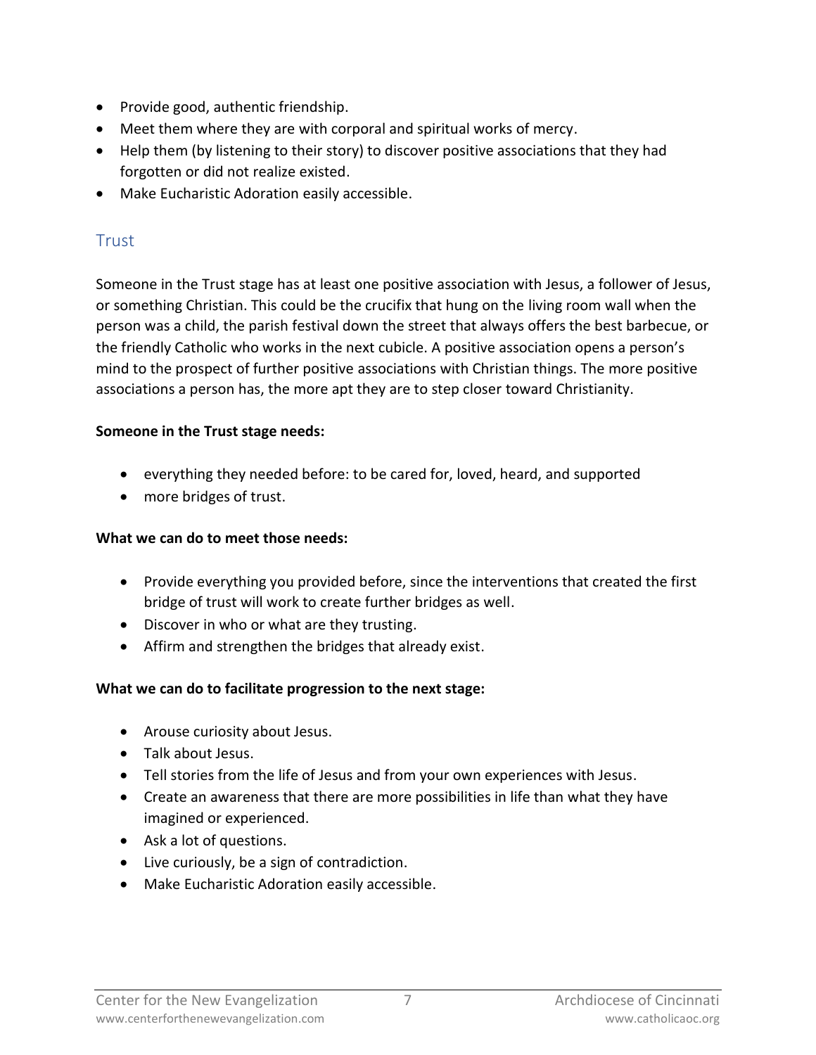- Provide good, authentic friendship.
- Meet them where they are with corporal and spiritual works of mercy.
- Help them (by listening to their story) to discover positive associations that they had forgotten or did not realize existed.
- Make Eucharistic Adoration easily accessible.

## Trust

Someone in the Trust stage has at least one positive association with Jesus, a follower of Jesus, or something Christian. This could be the crucifix that hung on the living room wall when the person was a child, the parish festival down the street that always offers the best barbecue, or the friendly Catholic who works in the next cubicle. A positive association opens a person's mind to the prospect of further positive associations with Christian things. The more positive associations a person has, the more apt they are to step closer toward Christianity.

**Someone in the Trust stage needs:**

- everything they needed before: to be cared for, loved, heard, and supported
- more bridges of trust.

**What we can do to meet those needs:**

- Provide everything you provided before, since the interventions that created the first bridge of trust will work to create further bridges as well.
- Discover in who or what are they trusting.
- Affirm and strengthen the bridges that already exist.

**What we can do to facilitate progression to the next stage:**

- Arouse curiosity about Jesus.
- Talk about Jesus.
- Tell stories from the life of Jesus and from your own experiences with Jesus.
- Create an awareness that there are more possibilities in life than what they have imagined or experienced.
- Ask a lot of questions.
- Live curiously, be a sign of contradiction.
- Make Eucharistic Adoration easily accessible.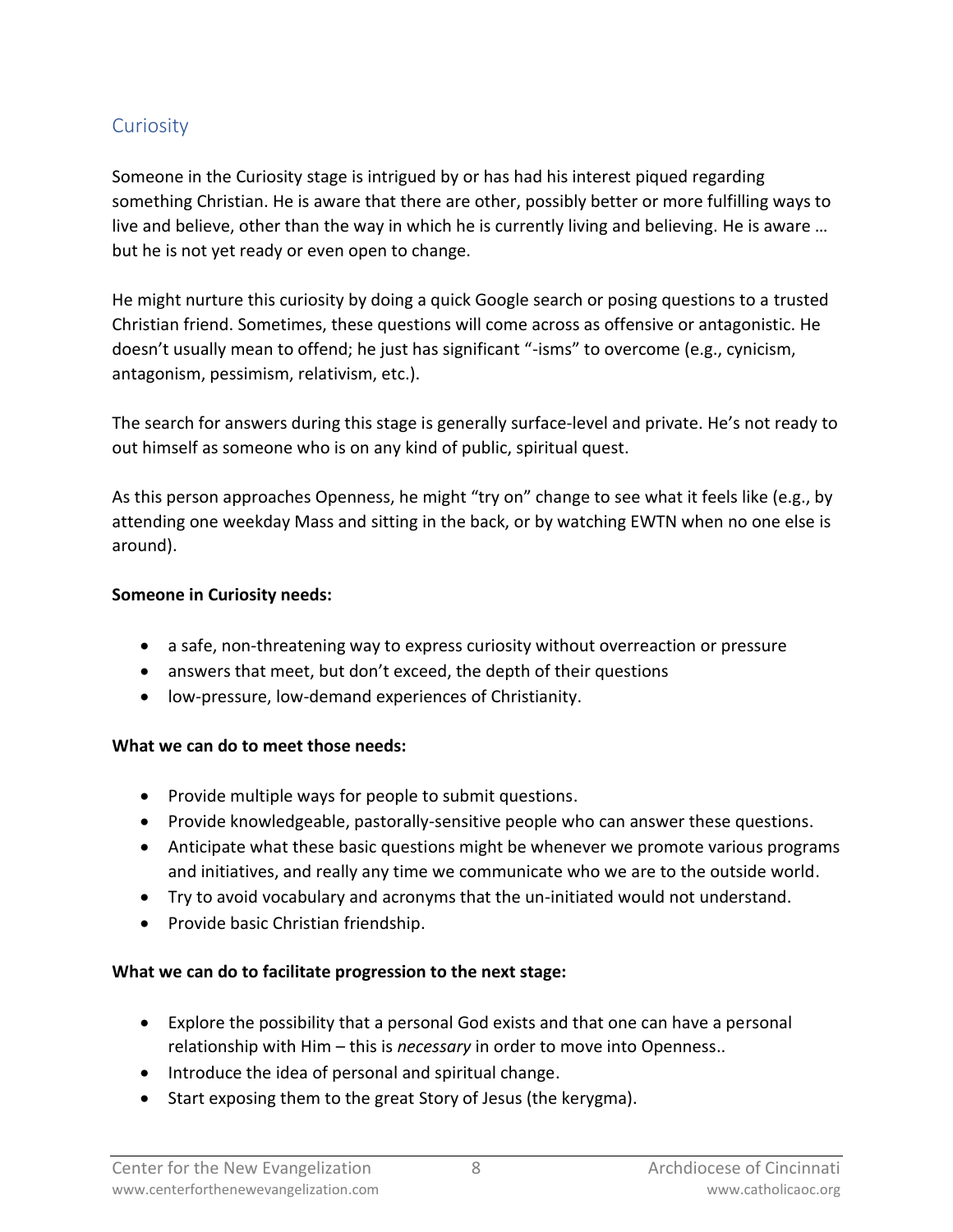## Curiosity

Someone in the Curiosity stage is intrigued by or has had his interest piqued regarding something Christian. He is aware that there are other, possibly better or more fulfilling ways to live and believe, other than the way in which he is currently living and believing. He is aware … but he is not yet ready or even open to change.

He might nurture this curiosity by doing a quick Google search or posing questions to a trusted Christian friend. Sometimes, these questions will come across as offensive or antagonistic. He doesn't usually mean to offend; he just has significant "-isms" to overcome (e.g., cynicism, antagonism, pessimism, relativism, etc.).

The search for answers during this stage is generally surface-level and private. He's not ready to out himself as someone who is on any kind of public, spiritual quest.

As this person approaches Openness, he might "try on" change to see what it feels like (e.g., by attending one weekday Mass and sitting in the back, or by watching EWTN when no one else is around).

**Someone in Curiosity needs:**

- a safe, non-threatening way to express curiosity without overreaction or pressure
- answers that meet, but don't exceed, the depth of their questions
- low-pressure, low-demand experiences of Christianity.

**What we can do to meet those needs:**

- Provide multiple ways for people to submit questions.
- Provide knowledgeable, pastorally-sensitive people who can answer these questions.
- Anticipate what these basic questions might be whenever we promote various programs and initiatives, and really any time we communicate who we are to the outside world.
- Try to avoid vocabulary and acronyms that the un-initiated would not understand.
- Provide basic Christian friendship.

**What we can do to facilitate progression to the next stage:**

- Explore the possibility that a personal God exists and that one can have a personal relationship with Him – this is *necessary* in order to move into Openness..
- Introduce the idea of personal and spiritual change.
- Start exposing them to the great Story of Jesus (the kerygma).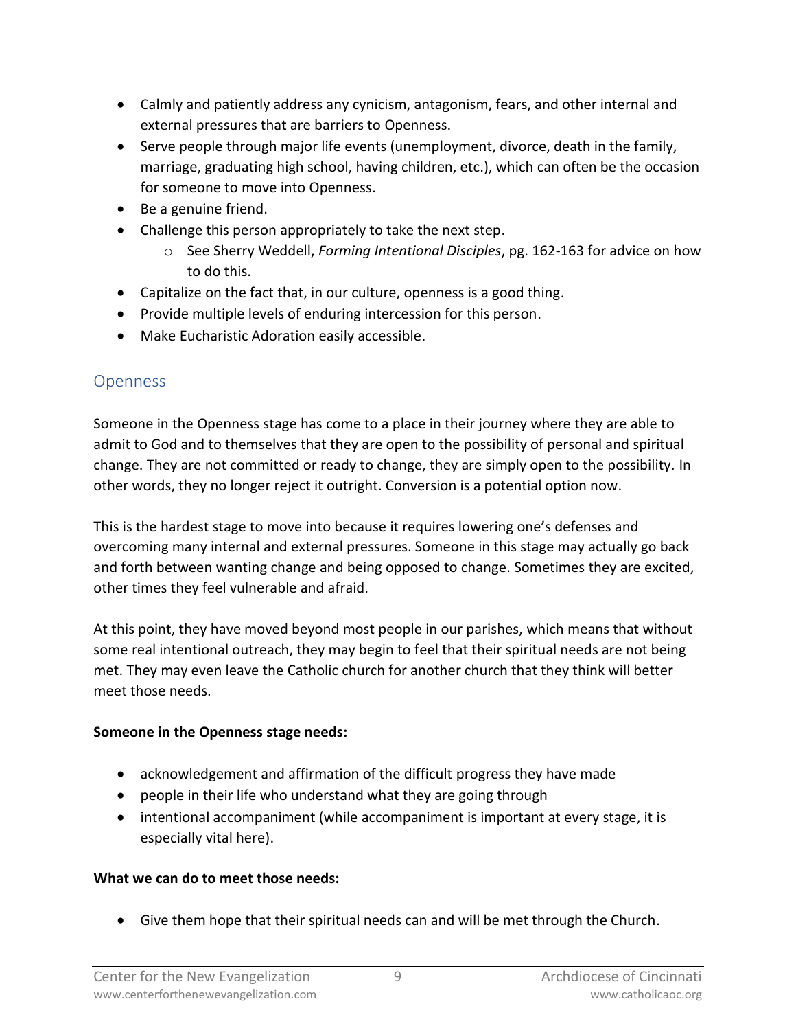- Calmly and patiently address any cynicism, antagonism, fears, and other internal and external pressures that are barriers to Openness.
- Serve people through major life events (unemployment, divorce, death in the family, marriage, graduating high school, having children, etc.), which can often be the occasion for someone to move into Openness.
- Be a genuine friend.
- Challenge this person appropriately to take the next step.
  - See Sherry Weddell, *Forming Intentional Disciples*, pg. 162-163 for advice on how to do this.
- Capitalize on the fact that, in our culture, openness is a good thing.
- Provide multiple levels of enduring intercession for this person.
- Make Eucharistic Adoration easily accessible.

## Openness

Someone in the Openness stage has come to a place in their journey where they are able to admit to God and to themselves that they are open to the possibility of personal and spiritual change. They are not committed or ready to change, they are simply open to the possibility. In other words, they no longer reject it outright. Conversion is a potential option now.

This is the hardest stage to move into because it requires lowering one's defenses and overcoming many internal and external pressures. Someone in this stage may actually go back and forth between wanting change and being opposed to change. Sometimes they are excited, other times they feel vulnerable and afraid.

At this point, they have moved beyond most people in our parishes, which means that without some real intentional outreach, they may begin to feel that their spiritual needs are not being met. They may even leave the Catholic church for another church that they think will better meet those needs.

**Someone in the Openness stage needs:**

- acknowledgement and affirmation of the difficult progress they have made
- people in their life who understand what they are going through
- intentional accompaniment (while accompaniment is important at every stage, it is especially vital here).

**What we can do to meet those needs:**

- Give them hope that their spiritual needs can and will be met through the Church.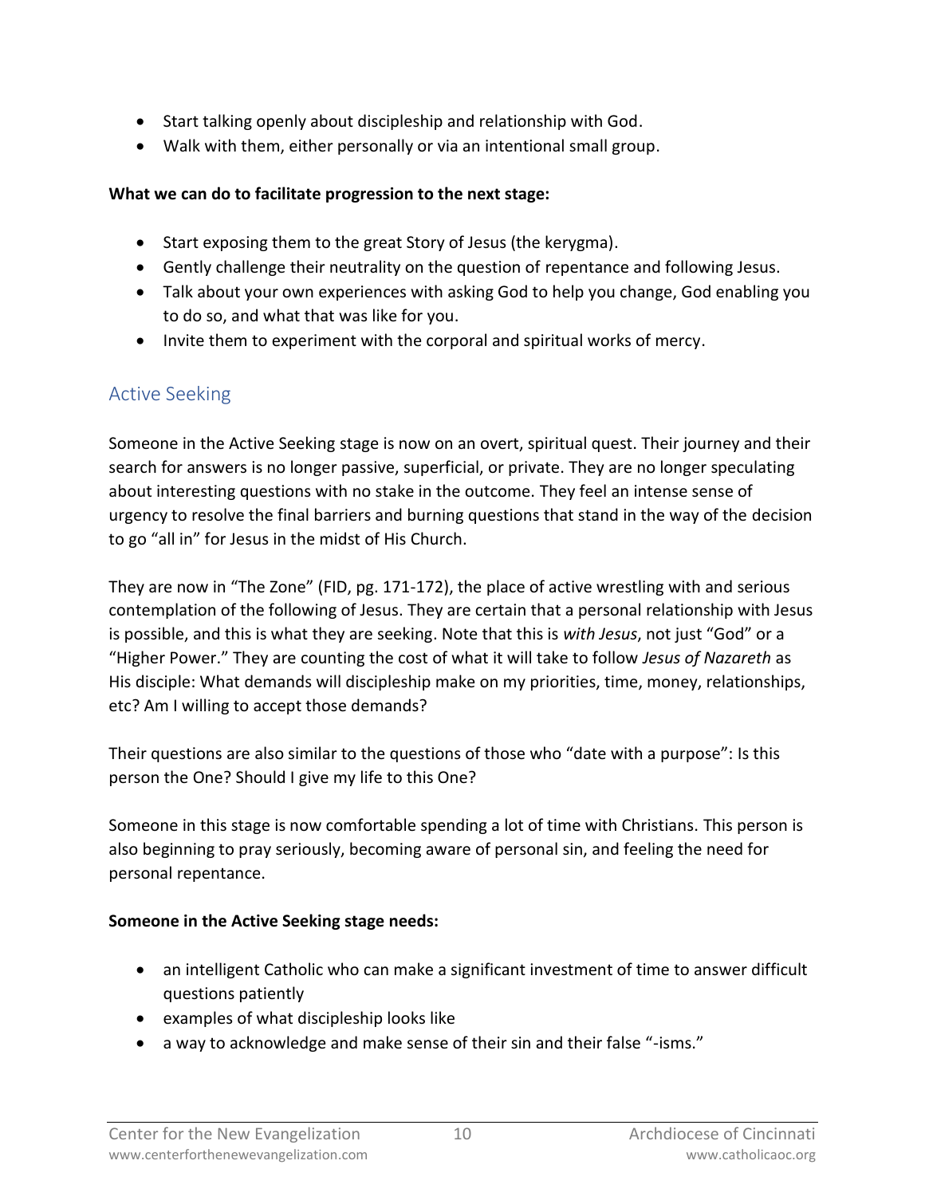- Start talking openly about discipleship and relationship with God.
- Walk with them, either personally or via an intentional small group.

**What we can do to facilitate progression to the next stage:**

- Start exposing them to the great Story of Jesus (the kerygma).
- Gently challenge their neutrality on the question of repentance and following Jesus.
- Talk about your own experiences with asking God to help you change, God enabling you to do so, and what that was like for you.
- Invite them to experiment with the corporal and spiritual works of mercy.

## Active Seeking

Someone in the Active Seeking stage is now on an overt, spiritual quest. Their journey and their search for answers is no longer passive, superficial, or private. They are no longer speculating about interesting questions with no stake in the outcome. They feel an intense sense of urgency to resolve the final barriers and burning questions that stand in the way of the decision to go "all in" for Jesus in the midst of His Church.

They are now in "The Zone" (FID, pg. 171-172), the place of active wrestling with and serious contemplation of the following of Jesus. They are certain that a personal relationship with Jesus is possible, and this is what they are seeking. Note that this is *with Jesus*, not just "God" or a "Higher Power." They are counting the cost of what it will take to follow *Jesus of Nazareth* as His disciple: What demands will discipleship make on my priorities, time, money, relationships, etc? Am I willing to accept those demands?

Their questions are also similar to the questions of those who "date with a purpose": Is this person the One? Should I give my life to this One?

Someone in this stage is now comfortable spending a lot of time with Christians. This person is also beginning to pray seriously, becoming aware of personal sin, and feeling the need for personal repentance.

**Someone in the Active Seeking stage needs:**

- an intelligent Catholic who can make a significant investment of time to answer difficult questions patiently
- examples of what discipleship looks like
- a way to acknowledge and make sense of their sin and their false "-isms."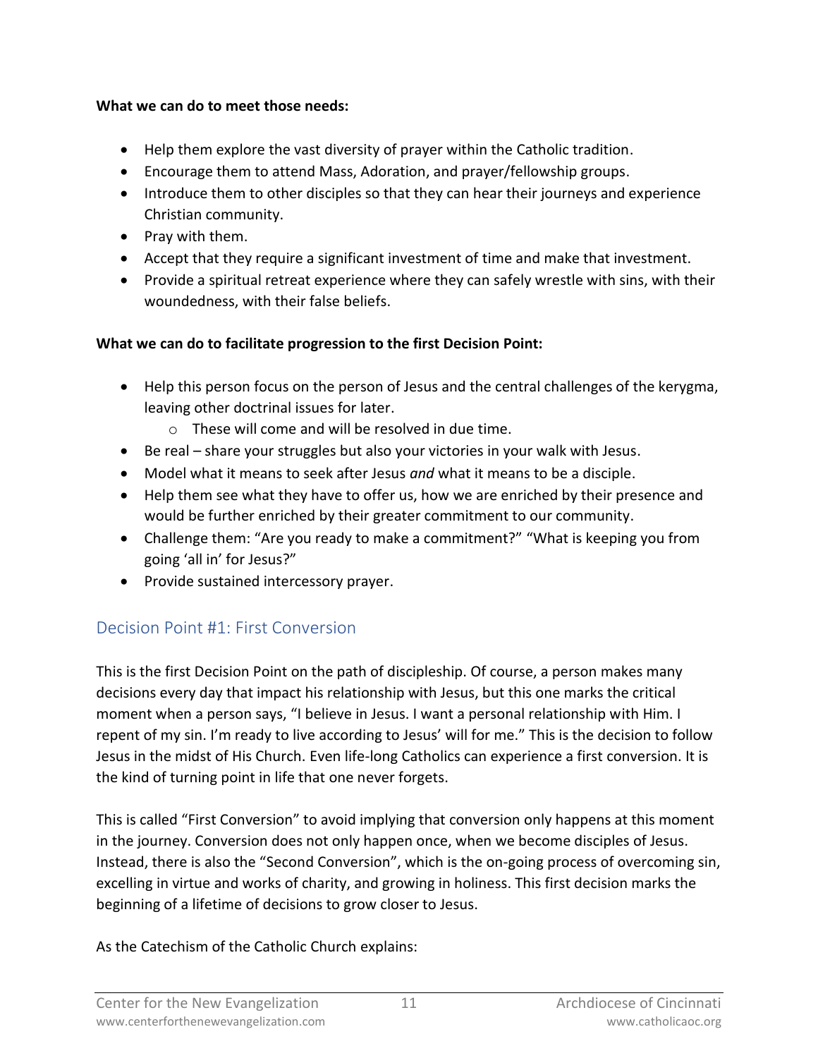**What we can do to meet those needs:**

- Help them explore the vast diversity of prayer within the Catholic tradition.
- Encourage them to attend Mass, Adoration, and prayer/fellowship groups.
- Introduce them to other disciples so that they can hear their journeys and experience Christian community.
- Pray with them.
- Accept that they require a significant investment of time and make that investment.
- Provide a spiritual retreat experience where they can safely wrestle with sins, with their woundedness, with their false beliefs.

**What we can do to facilitate progression to the first Decision Point:**

- Help this person focus on the person of Jesus and the central challenges of the kerygma, leaving other doctrinal issues for later.
    - These will come and will be resolved in due time.
- Be real – share your struggles but also your victories in your walk with Jesus.
- Model what it means to seek after Jesus *and* what it means to be a disciple.
- Help them see what they have to offer us, how we are enriched by their presence and would be further enriched by their greater commitment to our community.
- Challenge them: "Are you ready to make a commitment?" "What is keeping you from going 'all in' for Jesus?"
- Provide sustained intercessory prayer.

## Decision Point #1: First Conversion

This is the first Decision Point on the path of discipleship. Of course, a person makes many decisions every day that impact his relationship with Jesus, but this one marks the critical moment when a person says, "I believe in Jesus. I want a personal relationship with Him. I repent of my sin. I'm ready to live according to Jesus' will for me." This is the decision to follow Jesus in the midst of His Church. Even life-long Catholics can experience a first conversion. It is the kind of turning point in life that one never forgets.

This is called "First Conversion" to avoid implying that conversion only happens at this moment in the journey. Conversion does not only happen once, when we become disciples of Jesus. Instead, there is also the "Second Conversion", which is the on-going process of overcoming sin, excelling in virtue and works of charity, and growing in holiness. This first decision marks the beginning of a lifetime of decisions to grow closer to Jesus.

As the Catechism of the Catholic Church explains: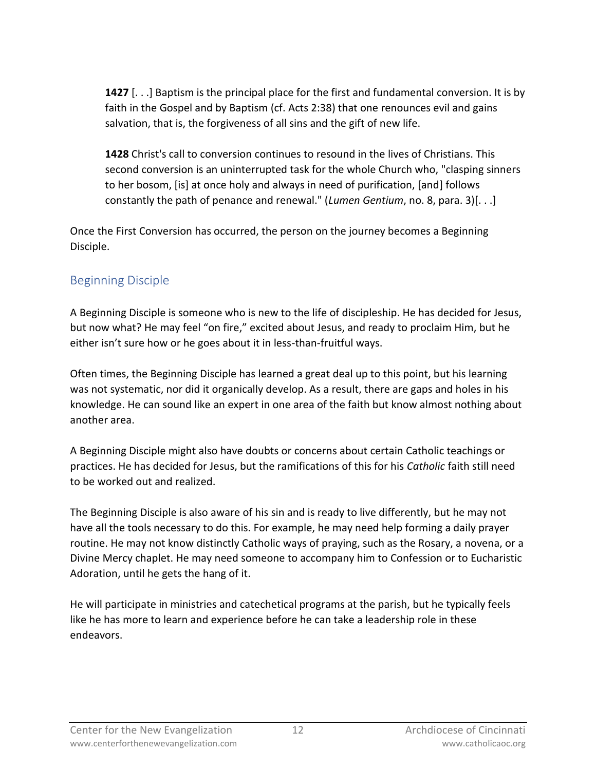> **1427** [. . .] Baptism is the principal place for the first and fundamental conversion. It is by faith in the Gospel and by Baptism (cf. Acts 2:38) that one renounces evil and gains salvation, that is, the forgiveness of all sins and the gift of new life.
>
> **1428** Christ's call to conversion continues to resound in the lives of Christians. This second conversion is an uninterrupted task for the whole Church who, "clasping sinners to her bosom, [is] at once holy and always in need of purification, [and] follows constantly the path of penance and renewal." (*Lumen Gentium*, no. 8, para. 3)[. . .]

Once the First Conversion has occurred, the person on the journey becomes a Beginning Disciple.

## Beginning Disciple

A Beginning Disciple is someone who is new to the life of discipleship. He has decided for Jesus, but now what? He may feel "on fire," excited about Jesus, and ready to proclaim Him, but he either isn't sure how or he goes about it in less-than-fruitful ways.

Often times, the Beginning Disciple has learned a great deal up to this point, but his learning was not systematic, nor did it organically develop. As a result, there are gaps and holes in his knowledge. He can sound like an expert in one area of the faith but know almost nothing about another area.

A Beginning Disciple might also have doubts or concerns about certain Catholic teachings or practices. He has decided for Jesus, but the ramifications of this for his *Catholic* faith still need to be worked out and realized.

The Beginning Disciple is also aware of his sin and is ready to live differently, but he may not have all the tools necessary to do this. For example, he may need help forming a daily prayer routine. He may not know distinctly Catholic ways of praying, such as the Rosary, a novena, or a Divine Mercy chaplet. He may need someone to accompany him to Confession or to Eucharistic Adoration, until he gets the hang of it.

He will participate in ministries and catechetical programs at the parish, but he typically feels like he has more to learn and experience before he can take a leadership role in these endeavors.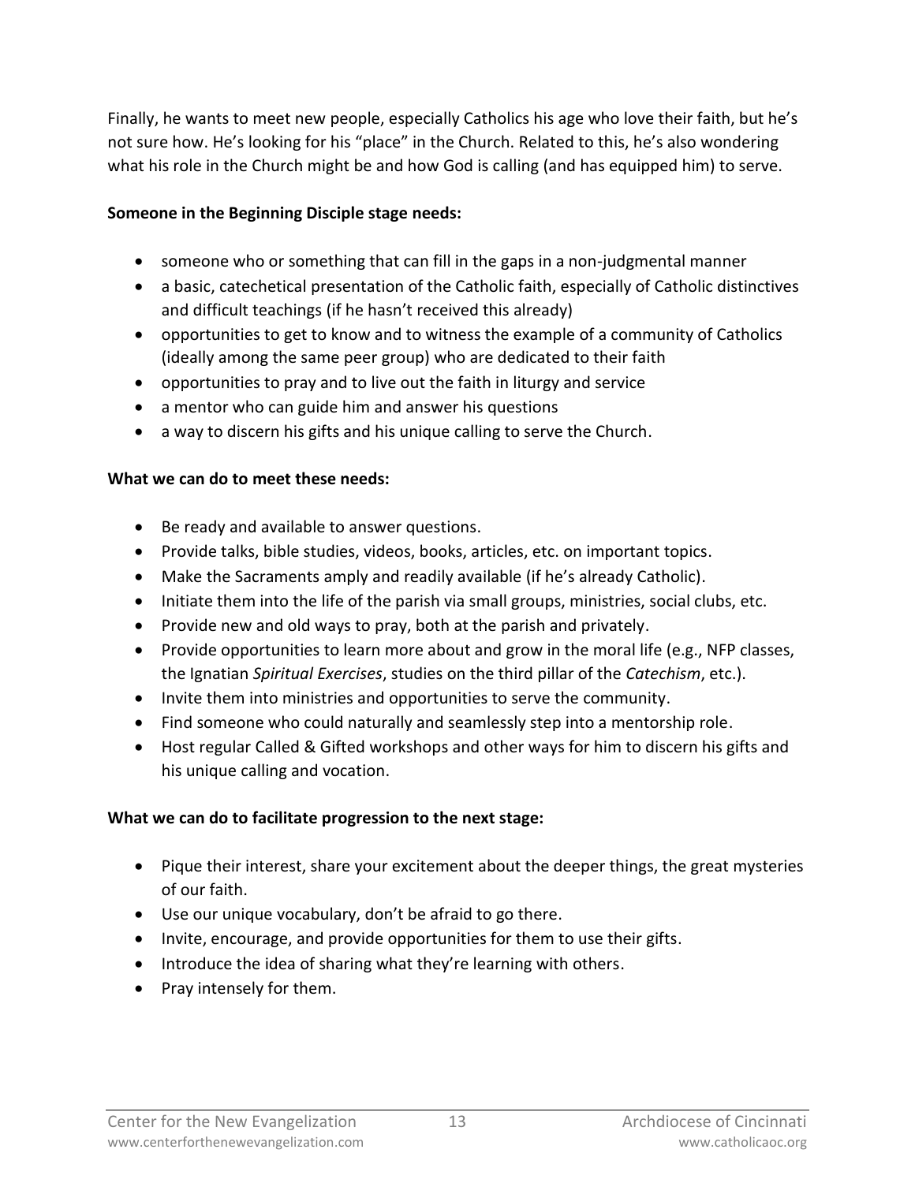Finally, he wants to meet new people, especially Catholics his age who love their faith, but he's not sure how. He's looking for his "place" in the Church. Related to this, he's also wondering what his role in the Church might be and how God is calling (and has equipped him) to serve.

**Someone in the Beginning Disciple stage needs:**

- someone who or something that can fill in the gaps in a non-judgmental manner
- a basic, catechetical presentation of the Catholic faith, especially of Catholic distinctives and difficult teachings (if he hasn't received this already)
- opportunities to get to know and to witness the example of a community of Catholics (ideally among the same peer group) who are dedicated to their faith
- opportunities to pray and to live out the faith in liturgy and service
- a mentor who can guide him and answer his questions
- a way to discern his gifts and his unique calling to serve the Church.

**What we can do to meet these needs:**

- Be ready and available to answer questions.
- Provide talks, bible studies, videos, books, articles, etc. on important topics.
- Make the Sacraments amply and readily available (if he's already Catholic).
- Initiate them into the life of the parish via small groups, ministries, social clubs, etc.
- Provide new and old ways to pray, both at the parish and privately.
- Provide opportunities to learn more about and grow in the moral life (e.g., NFP classes, the Ignatian *Spiritual Exercises*, studies on the third pillar of the *Catechism*, etc.).
- Invite them into ministries and opportunities to serve the community.
- Find someone who could naturally and seamlessly step into a mentorship role.
- Host regular Called & Gifted workshops and other ways for him to discern his gifts and his unique calling and vocation.

**What we can do to facilitate progression to the next stage:**

- Pique their interest, share your excitement about the deeper things, the great mysteries of our faith.
- Use our unique vocabulary, don't be afraid to go there.
- Invite, encourage, and provide opportunities for them to use their gifts.
- Introduce the idea of sharing what they're learning with others.
- Pray intensely for them.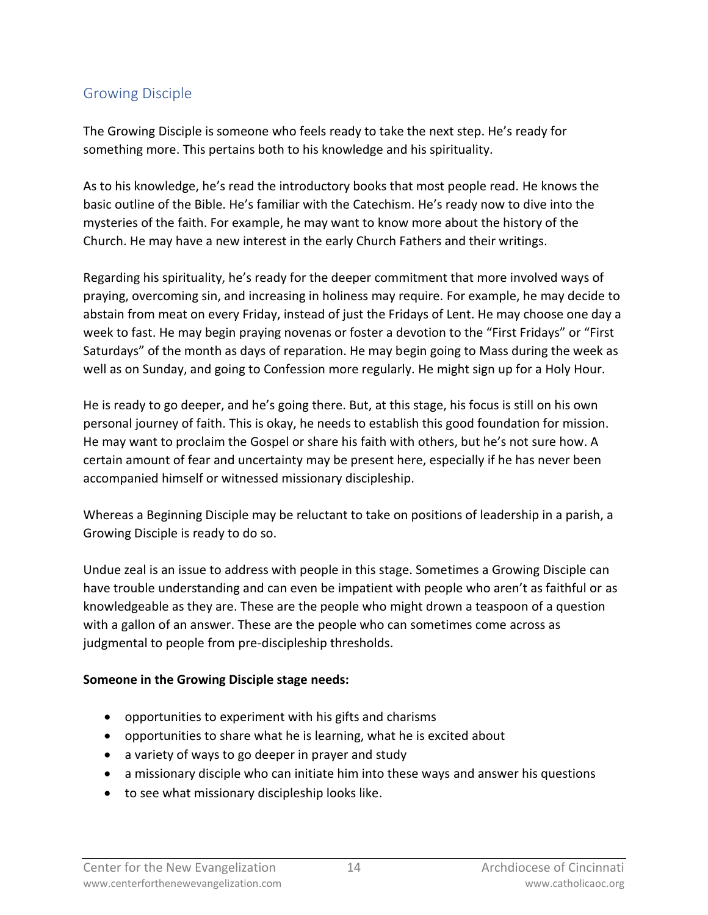## Growing Disciple

The Growing Disciple is someone who feels ready to take the next step. He's ready for something more. This pertains both to his knowledge and his spirituality.

As to his knowledge, he's read the introductory books that most people read. He knows the basic outline of the Bible. He's familiar with the Catechism. He's ready now to dive into the mysteries of the faith. For example, he may want to know more about the history of the Church. He may have a new interest in the early Church Fathers and their writings.

Regarding his spirituality, he's ready for the deeper commitment that more involved ways of praying, overcoming sin, and increasing in holiness may require. For example, he may decide to abstain from meat on every Friday, instead of just the Fridays of Lent. He may choose one day a week to fast. He may begin praying novenas or foster a devotion to the "First Fridays" or "First Saturdays" of the month as days of reparation. He may begin going to Mass during the week as well as on Sunday, and going to Confession more regularly. He might sign up for a Holy Hour.

He is ready to go deeper, and he's going there. But, at this stage, his focus is still on his own personal journey of faith. This is okay, he needs to establish this good foundation for mission. He may want to proclaim the Gospel or share his faith with others, but he's not sure how. A certain amount of fear and uncertainty may be present here, especially if he has never been accompanied himself or witnessed missionary discipleship.

Whereas a Beginning Disciple may be reluctant to take on positions of leadership in a parish, a Growing Disciple is ready to do so.

Undue zeal is an issue to address with people in this stage. Sometimes a Growing Disciple can have trouble understanding and can even be impatient with people who aren't as faithful or as knowledgeable as they are. These are the people who might drown a teaspoon of a question with a gallon of an answer. These are the people who can sometimes come across as judgmental to people from pre-discipleship thresholds.

**Someone in the Growing Disciple stage needs:**

- opportunities to experiment with his gifts and charisms
- opportunities to share what he is learning, what he is excited about
- a variety of ways to go deeper in prayer and study
- a missionary disciple who can initiate him into these ways and answer his questions
- to see what missionary discipleship looks like.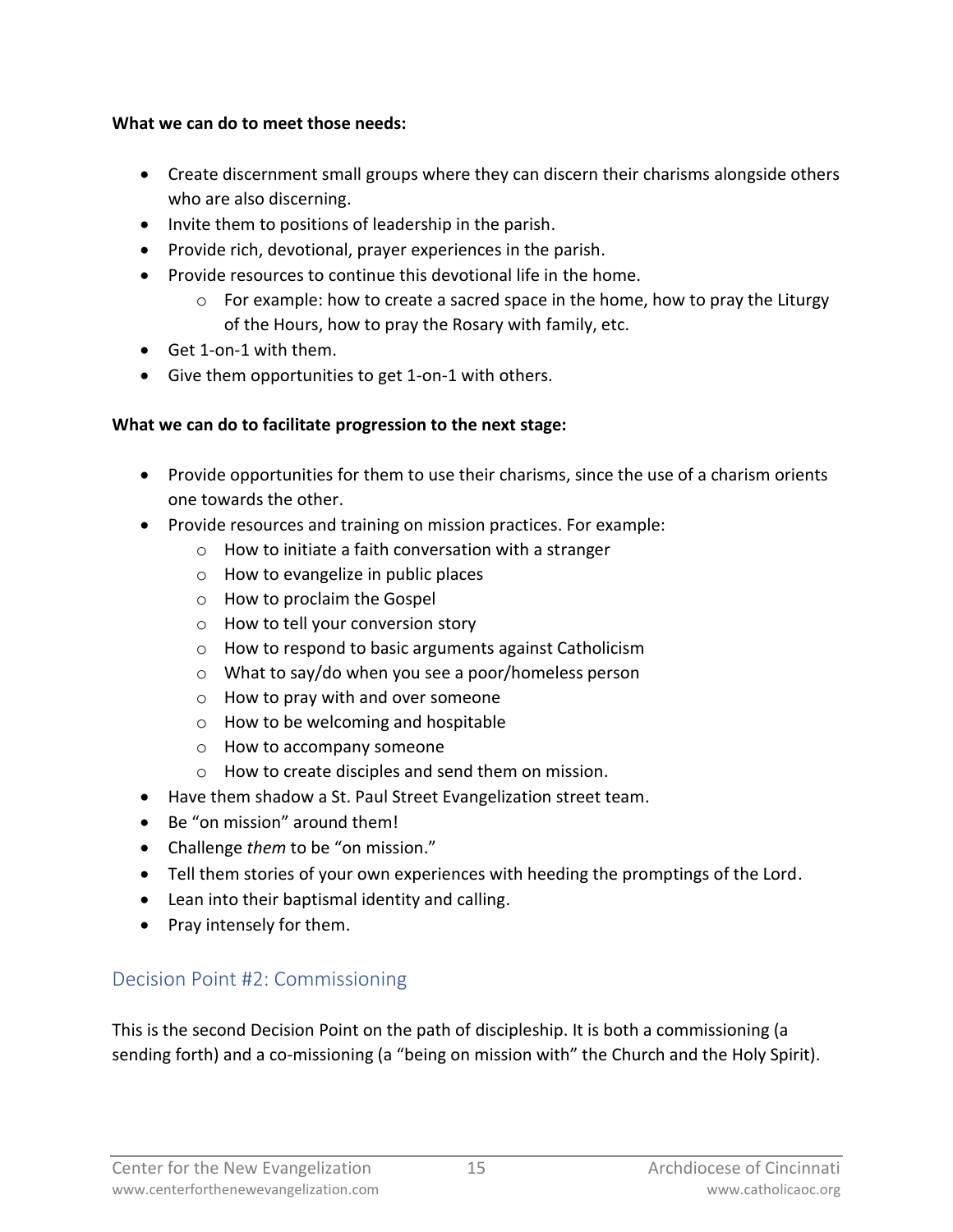**What we can do to meet those needs:**

- Create discernment small groups where they can discern their charisms alongside others who are also discerning.
- Invite them to positions of leadership in the parish.
- Provide rich, devotional, prayer experiences in the parish.
- Provide resources to continue this devotional life in the home.
    - For example: how to create a sacred space in the home, how to pray the Liturgy of the Hours, how to pray the Rosary with family, etc.
- Get 1-on-1 with them.
- Give them opportunities to get 1-on-1 with others.

**What we can do to facilitate progression to the next stage:**

- Provide opportunities for them to use their charisms, since the use of a charism orients one towards the other.
- Provide resources and training on mission practices. For example:
    - How to initiate a faith conversation with a stranger
    - How to evangelize in public places
    - How to proclaim the Gospel
    - How to tell your conversion story
    - How to respond to basic arguments against Catholicism
    - What to say/do when you see a poor/homeless person
    - How to pray with and over someone
    - How to be welcoming and hospitable
    - How to accompany someone
    - How to create disciples and send them on mission.
- Have them shadow a St. Paul Street Evangelization street team.
- Be "on mission" around them!
- Challenge *them* to be "on mission."
- Tell them stories of your own experiences with heeding the promptings of the Lord.
- Lean into their baptismal identity and calling.
- Pray intensely for them.

## Decision Point #2: Commissioning

This is the second Decision Point on the path of discipleship. It is both a commissioning (a sending forth) and a co-missioning (a "being on mission with" the Church and the Holy Spirit).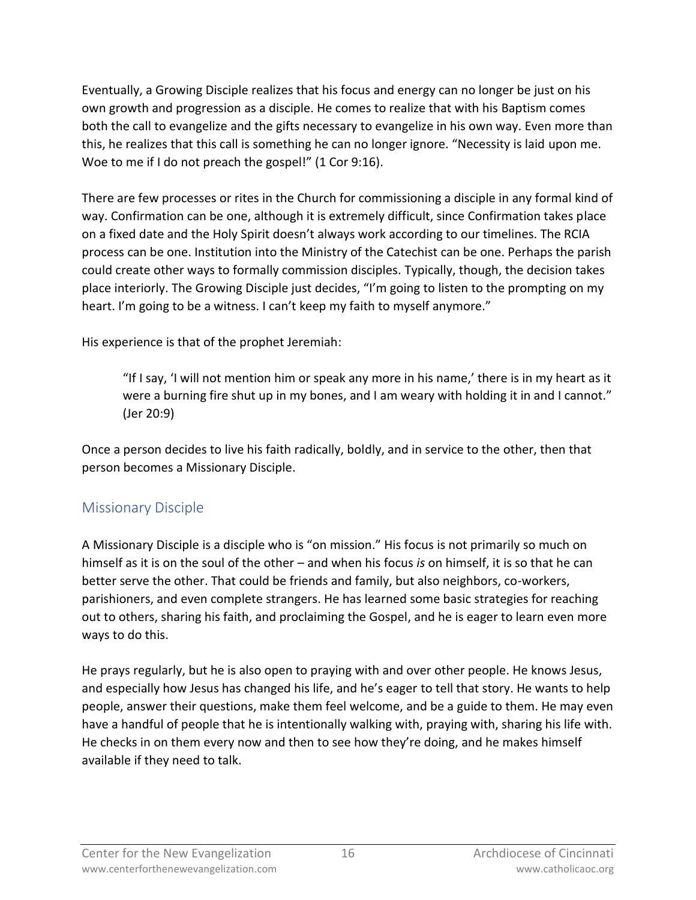Eventually, a Growing Disciple realizes that his focus and energy can no longer be just on his own growth and progression as a disciple. He comes to realize that with his Baptism comes both the call to evangelize and the gifts necessary to evangelize in his own way. Even more than this, he realizes that this call is something he can no longer ignore. "Necessity is laid upon me. Woe to me if I do not preach the gospel!" (1 Cor 9:16).

There are few processes or rites in the Church for commissioning a disciple in any formal kind of way. Confirmation can be one, although it is extremely difficult, since Confirmation takes place on a fixed date and the Holy Spirit doesn't always work according to our timelines. The RCIA process can be one. Institution into the Ministry of the Catechist can be one. Perhaps the parish could create other ways to formally commission disciples. Typically, though, the decision takes place interiorly. The Growing Disciple just decides, "I'm going to listen to the prompting on my heart. I'm going to be a witness. I can't keep my faith to myself anymore."

His experience is that of the prophet Jeremiah:

> "If I say, 'I will not mention him or speak any more in his name,' there is in my heart as it were a burning fire shut up in my bones, and I am weary with holding it in and I cannot." (Jer 20:9)

Once a person decides to live his faith radically, boldly, and in service to the other, then that person becomes a Missionary Disciple.

## Missionary Disciple

A Missionary Disciple is a disciple who is "on mission." His focus is not primarily so much on himself as it is on the soul of the other – and when his focus *is* on himself, it is so that he can better serve the other. That could be friends and family, but also neighbors, co-workers, parishioners, and even complete strangers. He has learned some basic strategies for reaching out to others, sharing his faith, and proclaiming the Gospel, and he is eager to learn even more ways to do this.

He prays regularly, but he is also open to praying with and over other people. He knows Jesus, and especially how Jesus has changed his life, and he's eager to tell that story. He wants to help people, answer their questions, make them feel welcome, and be a guide to them. He may even have a handful of people that he is intentionally walking with, praying with, sharing his life with. He checks in on them every now and then to see how they're doing, and he makes himself available if they need to talk.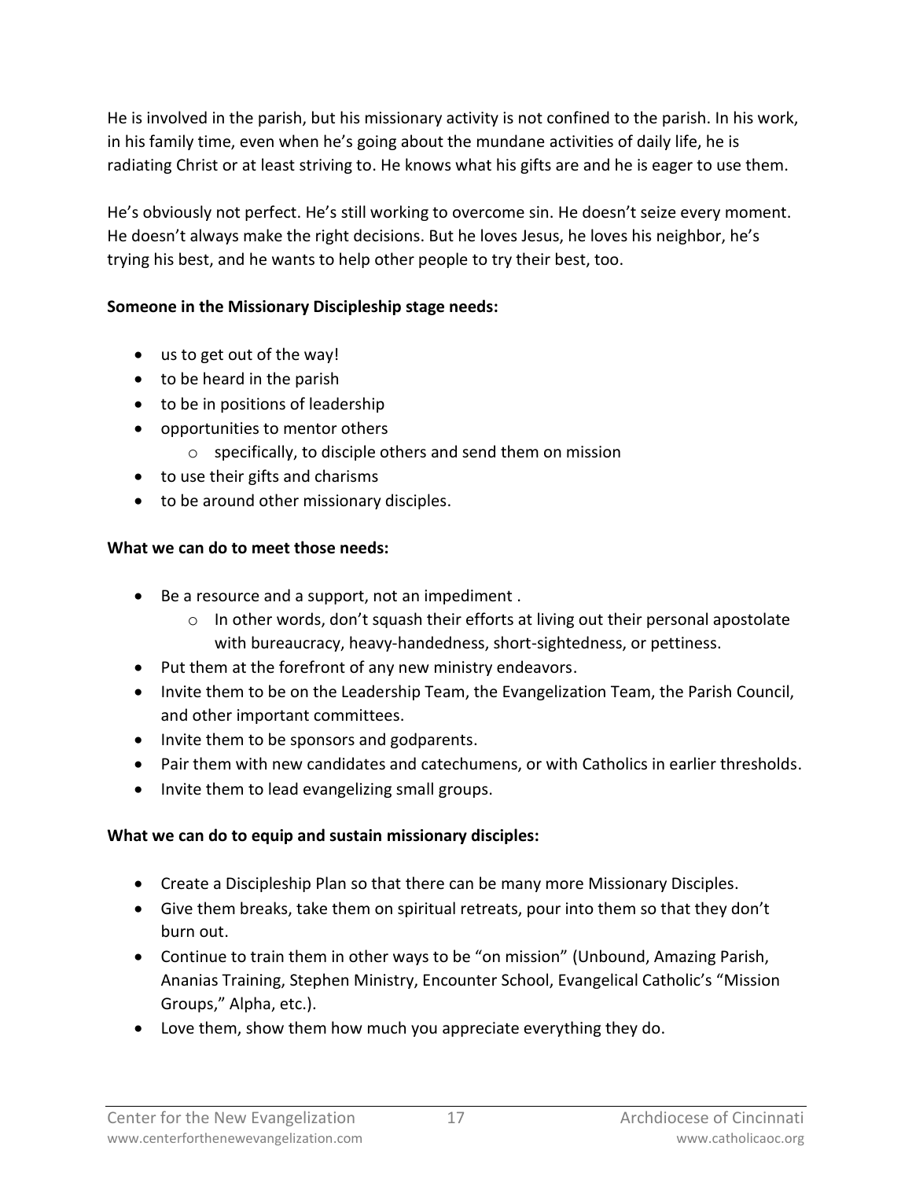He is involved in the parish, but his missionary activity is not confined to the parish. In his work, in his family time, even when he's going about the mundane activities of daily life, he is radiating Christ or at least striving to. He knows what his gifts are and he is eager to use them.

He's obviously not perfect. He's still working to overcome sin. He doesn't seize every moment. He doesn't always make the right decisions. But he loves Jesus, he loves his neighbor, he's trying his best, and he wants to help other people to try their best, too.

**Someone in the Missionary Discipleship stage needs:**

- us to get out of the way!
- to be heard in the parish
- to be in positions of leadership
- opportunities to mentor others
    - specifically, to disciple others and send them on mission
- to use their gifts and charisms
- to be around other missionary disciples.

**What we can do to meet those needs:**

- Be a resource and a support, not an impediment .
    - In other words, don't squash their efforts at living out their personal apostolate with bureaucracy, heavy-handedness, short-sightedness, or pettiness.
- Put them at the forefront of any new ministry endeavors.
- Invite them to be on the Leadership Team, the Evangelization Team, the Parish Council, and other important committees.
- Invite them to be sponsors and godparents.
- Pair them with new candidates and catechumens, or with Catholics in earlier thresholds.
- Invite them to lead evangelizing small groups.

**What we can do to equip and sustain missionary disciples:**

- Create a Discipleship Plan so that there can be many more Missionary Disciples.
- Give them breaks, take them on spiritual retreats, pour into them so that they don't burn out.
- Continue to train them in other ways to be "on mission" (Unbound, Amazing Parish, Ananias Training, Stephen Ministry, Encounter School, Evangelical Catholic's "Mission Groups," Alpha, etc.).
- Love them, show them how much you appreciate everything they do.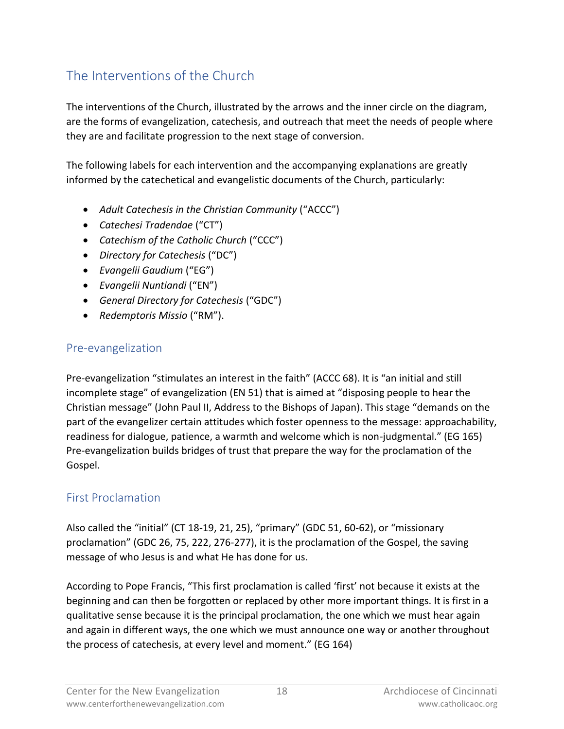## The Interventions of the Church

The interventions of the Church, illustrated by the arrows and the inner circle on the diagram, are the forms of evangelization, catechesis, and outreach that meet the needs of people where they are and facilitate progression to the next stage of conversion.

The following labels for each intervention and the accompanying explanations are greatly informed by the catechetical and evangelistic documents of the Church, particularly:

- *Adult Catechesis in the Christian Community* ("ACCC")
- *Catechesi Tradendae* ("CT")
- *Catechism of the Catholic Church* ("CCC")
- *Directory for Catechesis* ("DC")
- *Evangelii Gaudium* ("EG")
- *Evangelii Nuntiandi* ("EN")
- *General Directory for Catechesis* ("GDC")
- *Redemptoris Missio* ("RM").

### Pre-evangelization

Pre-evangelization "stimulates an interest in the faith" (ACCC 68). It is "an initial and still incomplete stage" of evangelization (EN 51) that is aimed at "disposing people to hear the Christian message" (John Paul II, Address to the Bishops of Japan). This stage "demands on the part of the evangelizer certain attitudes which foster openness to the message: approachability, readiness for dialogue, patience, a warmth and welcome which is non-judgmental." (EG 165) Pre-evangelization builds bridges of trust that prepare the way for the proclamation of the Gospel.

### First Proclamation

Also called the "initial" (CT 18-19, 21, 25), "primary" (GDC 51, 60-62), or "missionary proclamation" (GDC 26, 75, 222, 276-277), it is the proclamation of the Gospel, the saving message of who Jesus is and what He has done for us.

According to Pope Francis, "This first proclamation is called 'first' not because it exists at the beginning and can then be forgotten or replaced by other more important things. It is first in a qualitative sense because it is the principal proclamation, the one which we must hear again and again in different ways, the one which we must announce one way or another throughout the process of catechesis, at every level and moment." (EG 164)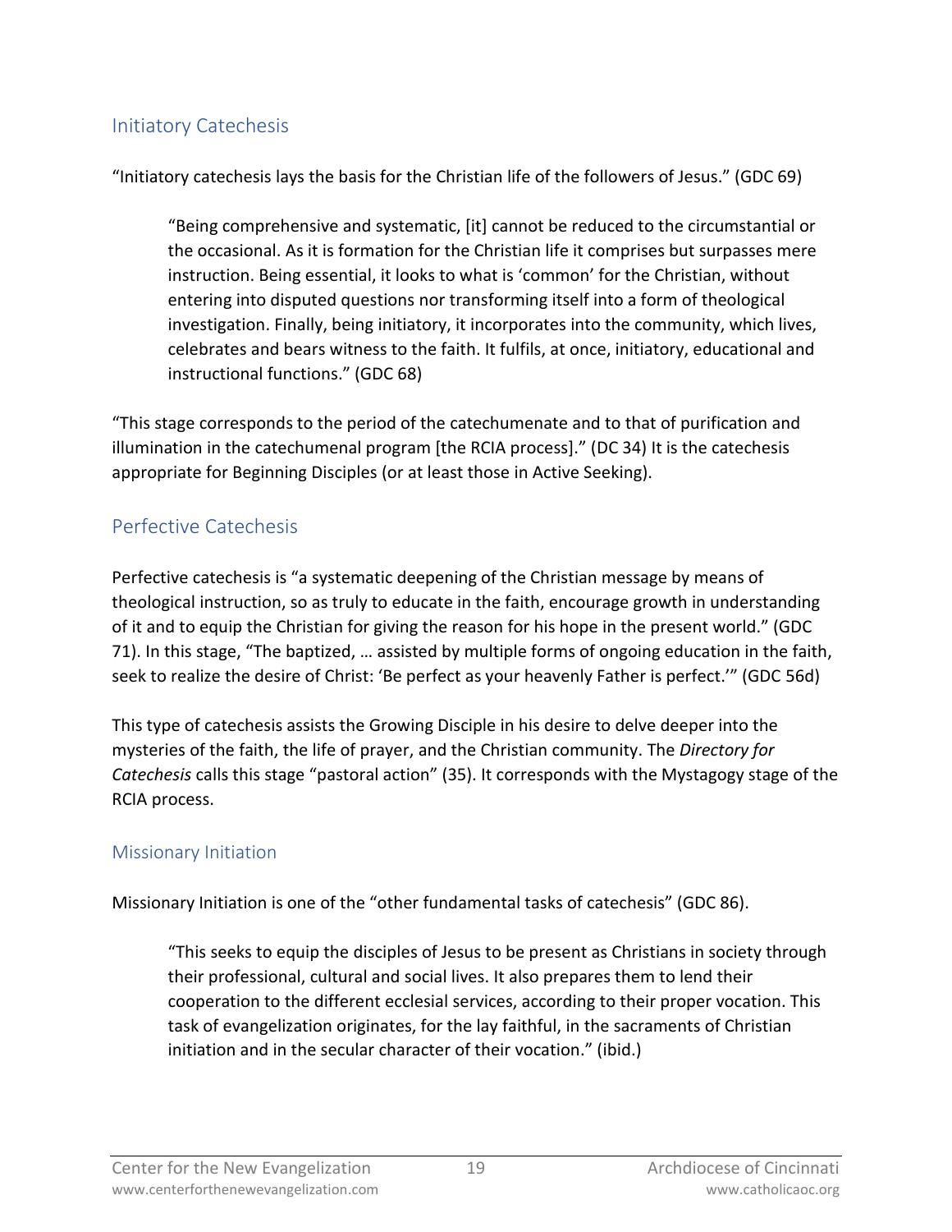## Initiatory Catechesis

"Initiatory catechesis lays the basis for the Christian life of the followers of Jesus." (GDC 69)

> "Being comprehensive and systematic, [it] cannot be reduced to the circumstantial or the occasional. As it is formation for the Christian life it comprises but surpasses mere instruction. Being essential, it looks to what is 'common' for the Christian, without entering into disputed questions nor transforming itself into a form of theological investigation. Finally, being initiatory, it incorporates into the community, which lives, celebrates and bears witness to the faith. It fulfils, at once, initiatory, educational and instructional functions." (GDC 68)

"This stage corresponds to the period of the catechumenate and to that of purification and illumination in the catechumenal program [the RCIA process]." (DC 34) It is the catechesis appropriate for Beginning Disciples (or at least those in Active Seeking).

## Perfective Catechesis

Perfective catechesis is "a systematic deepening of the Christian message by means of theological instruction, so as truly to educate in the faith, encourage growth in understanding of it and to equip the Christian for giving the reason for his hope in the present world." (GDC 71). In this stage, "The baptized, … assisted by multiple forms of ongoing education in the faith, seek to realize the desire of Christ: 'Be perfect as your heavenly Father is perfect.'" (GDC 56d)

This type of catechesis assists the Growing Disciple in his desire to delve deeper into the mysteries of the faith, the life of prayer, and the Christian community. The *Directory for Catechesis* calls this stage "pastoral action" (35). It corresponds with the Mystagogy stage of the RCIA process.

### Missionary Initiation

Missionary Initiation is one of the "other fundamental tasks of catechesis" (GDC 86).

> "This seeks to equip the disciples of Jesus to be present as Christians in society through their professional, cultural and social lives. It also prepares them to lend their cooperation to the different ecclesial services, according to their proper vocation. This task of evangelization originates, for the lay faithful, in the sacraments of Christian initiation and in the secular character of their vocation." (ibid.)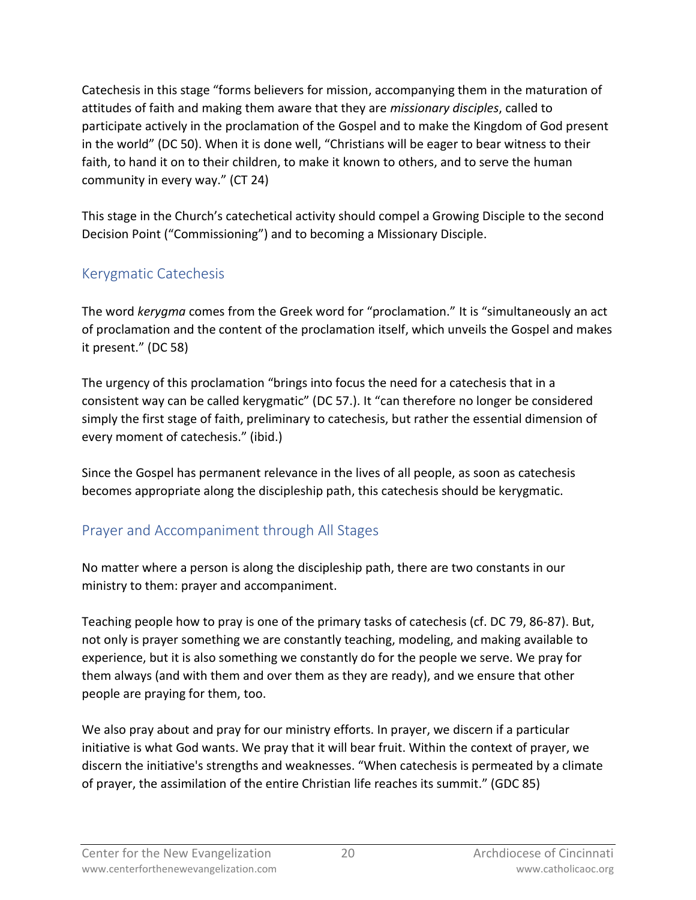Catechesis in this stage "forms believers for mission, accompanying them in the maturation of attitudes of faith and making them aware that they are *missionary disciples*, called to participate actively in the proclamation of the Gospel and to make the Kingdom of God present in the world" (DC 50). When it is done well, "Christians will be eager to bear witness to their faith, to hand it on to their children, to make it known to others, and to serve the human community in every way." (CT 24)

This stage in the Church's catechetical activity should compel a Growing Disciple to the second Decision Point ("Commissioning") and to becoming a Missionary Disciple.

## Kerygmatic Catechesis

The word *kerygma* comes from the Greek word for "proclamation." It is "simultaneously an act of proclamation and the content of the proclamation itself, which unveils the Gospel and makes it present." (DC 58)

The urgency of this proclamation "brings into focus the need for a catechesis that in a consistent way can be called kerygmatic" (DC 57.). It "can therefore no longer be considered simply the first stage of faith, preliminary to catechesis, but rather the essential dimension of every moment of catechesis." (ibid.)

Since the Gospel has permanent relevance in the lives of all people, as soon as catechesis becomes appropriate along the discipleship path, this catechesis should be kerygmatic.

## Prayer and Accompaniment through All Stages

No matter where a person is along the discipleship path, there are two constants in our ministry to them: prayer and accompaniment.

Teaching people how to pray is one of the primary tasks of catechesis (cf. DC 79, 86-87). But, not only is prayer something we are constantly teaching, modeling, and making available to experience, but it is also something we constantly do for the people we serve. We pray for them always (and with them and over them as they are ready), and we ensure that other people are praying for them, too.

We also pray about and pray for our ministry efforts. In prayer, we discern if a particular initiative is what God wants. We pray that it will bear fruit. Within the context of prayer, we discern the initiative's strengths and weaknesses. "When catechesis is permeated by a climate of prayer, the assimilation of the entire Christian life reaches its summit." (GDC 85)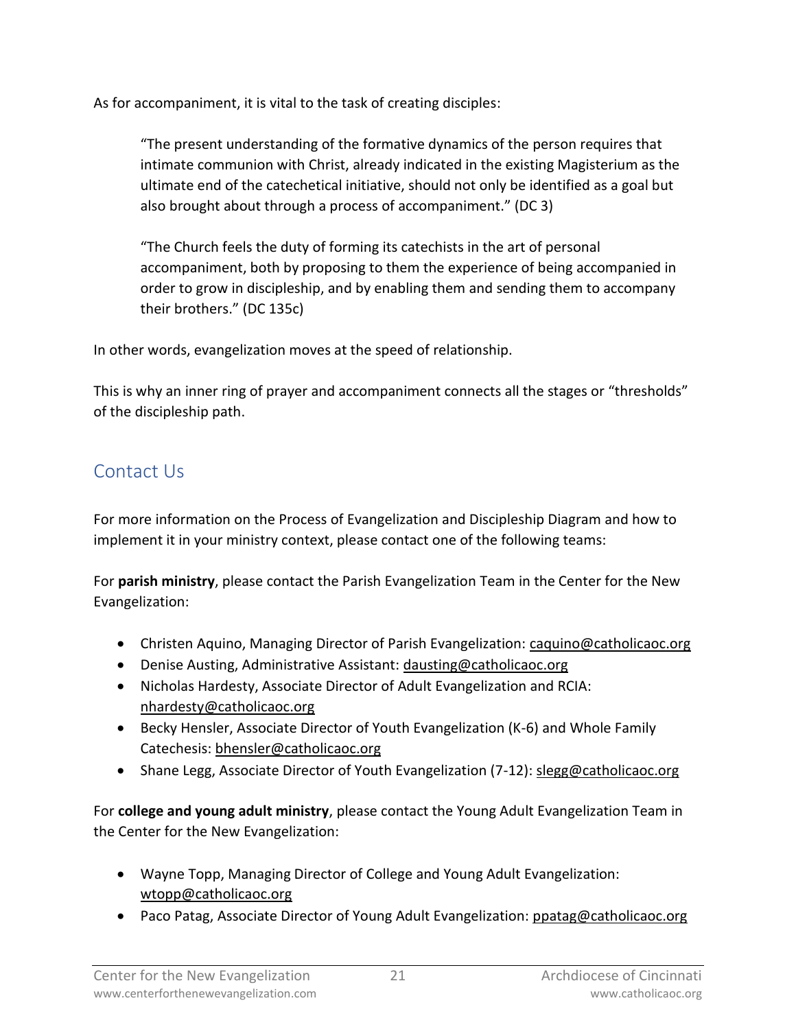As for accompaniment, it is vital to the task of creating disciples:

> "The present understanding of the formative dynamics of the person requires that intimate communion with Christ, already indicated in the existing Magisterium as the ultimate end of the catechetical initiative, should not only be identified as a goal but also brought about through a process of accompaniment." (DC 3)
>
> "The Church feels the duty of forming its catechists in the art of personal accompaniment, both by proposing to them the experience of being accompanied in order to grow in discipleship, and by enabling them and sending them to accompany their brothers." (DC 135c)

In other words, evangelization moves at the speed of relationship.

This is why an inner ring of prayer and accompaniment connects all the stages or "thresholds" of the discipleship path.

## Contact Us

For more information on the Process of Evangelization and Discipleship Diagram and how to implement it in your ministry context, please contact one of the following teams:

For **parish ministry**, please contact the Parish Evangelization Team in the Center for the New Evangelization:

- Christen Aquino, Managing Director of Parish Evangelization: caquino@catholicaoc.org
- Denise Austing, Administrative Assistant: dausting@catholicaoc.org
- Nicholas Hardesty, Associate Director of Adult Evangelization and RCIA: nhardesty@catholicaoc.org
- Becky Hensler, Associate Director of Youth Evangelization (K-6) and Whole Family Catechesis: bhensler@catholicaoc.org
- Shane Legg, Associate Director of Youth Evangelization (7-12): slegg@catholicaoc.org

For **college and young adult ministry**, please contact the Young Adult Evangelization Team in the Center for the New Evangelization:

- Wayne Topp, Managing Director of College and Young Adult Evangelization: wtopp@catholicaoc.org
- Paco Patag, Associate Director of Young Adult Evangelization: ppatag@catholicaoc.org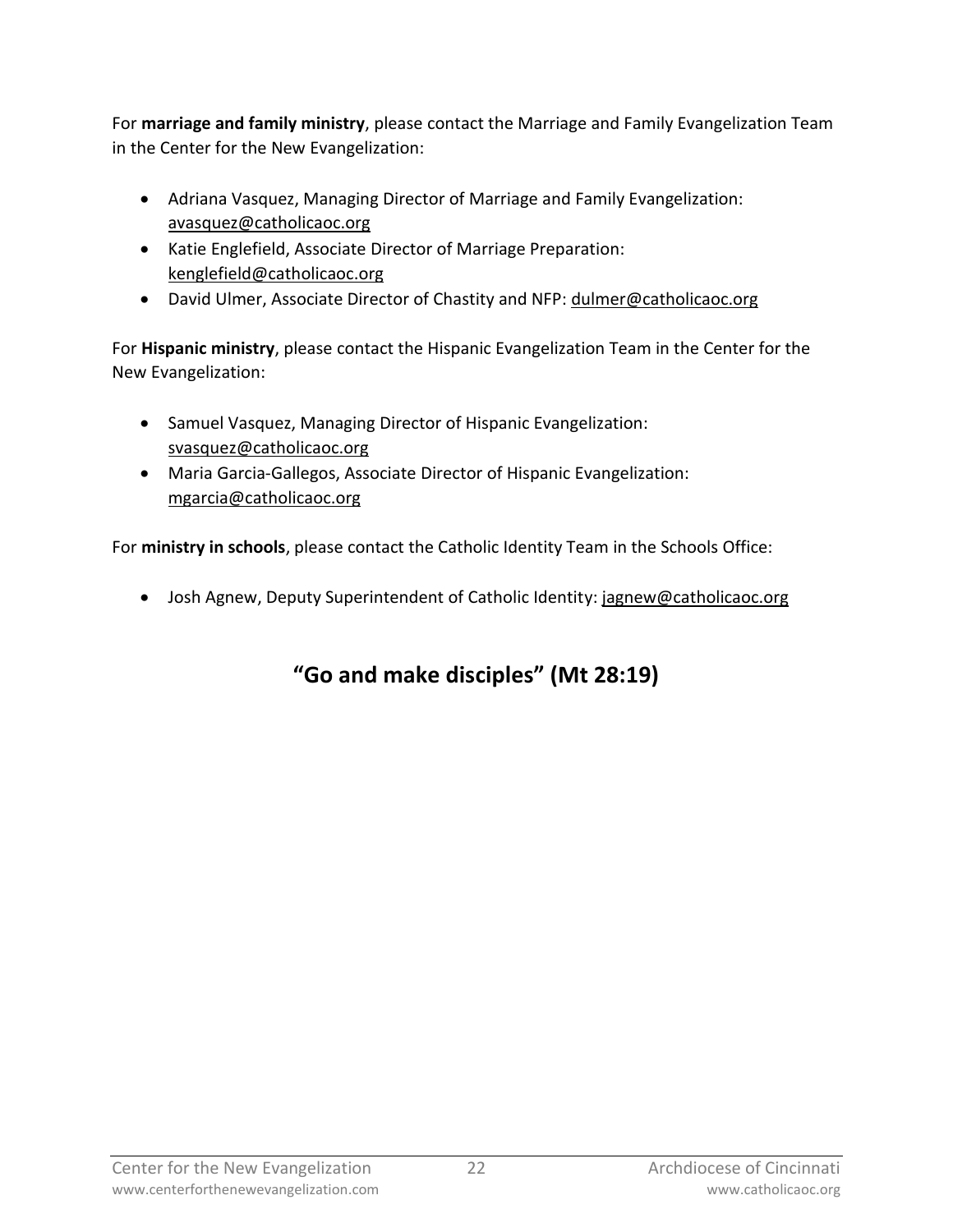For **marriage and family ministry**, please contact the Marriage and Family Evangelization Team in the Center for the New Evangelization:

- Adriana Vasquez, Managing Director of Marriage and Family Evangelization: avasquez@catholicaoc.org
- Katie Englefield, Associate Director of Marriage Preparation: kenglefield@catholicaoc.org
- David Ulmer, Associate Director of Chastity and NFP: dulmer@catholicaoc.org

For **Hispanic ministry**, please contact the Hispanic Evangelization Team in the Center for the New Evangelization:

- Samuel Vasquez, Managing Director of Hispanic Evangelization: svasquez@catholicaoc.org
- Maria Garcia-Gallegos, Associate Director of Hispanic Evangelization: mgarcia@catholicaoc.org

For **ministry in schools**, please contact the Catholic Identity Team in the Schools Office:

- Josh Agnew, Deputy Superintendent of Catholic Identity: jagnew@catholicaoc.org

## "Go and make disciples" (Mt 28:19)